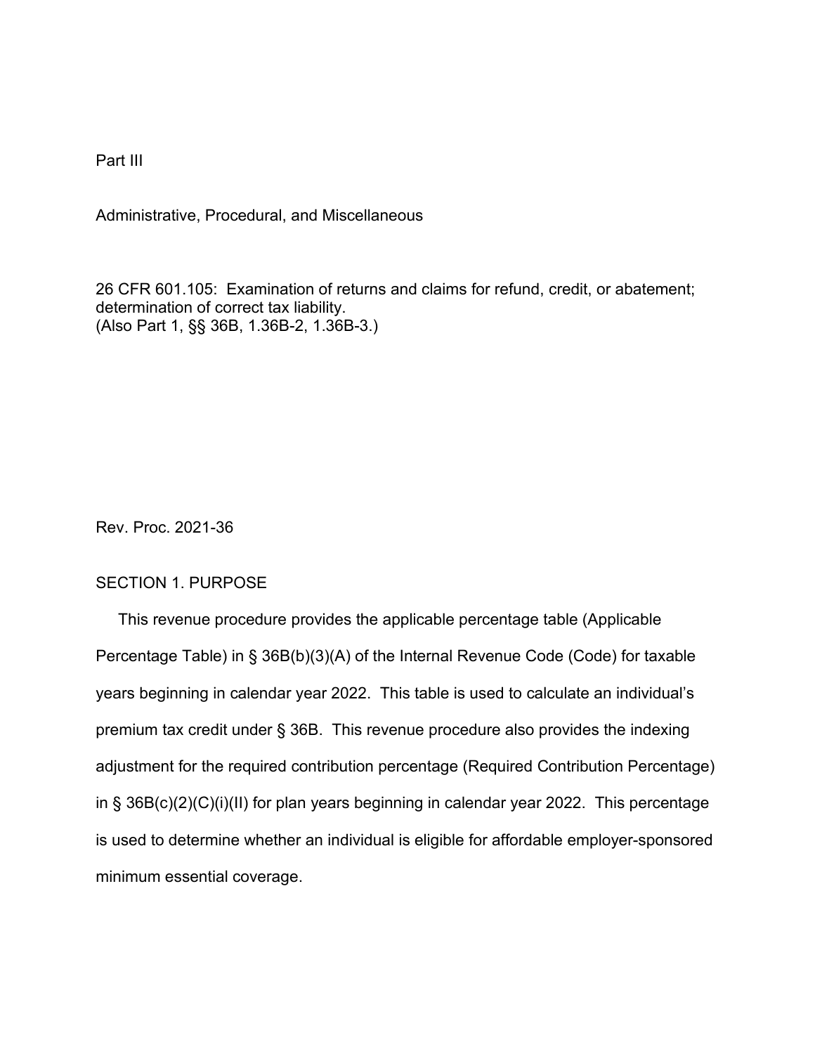Part III

Administrative, Procedural, and Miscellaneous

26 CFR 601.105: Examination of returns and claims for refund, credit, or abatement; determination of correct tax liability.
(Also Part 1, §§ 36B, 1.36B-2, 1.36B-3.)

Rev. Proc. 2021-36

## SECTION 1. PURPOSE

This revenue procedure provides the applicable percentage table (Applicable Percentage Table) in § 36B(b)(3)(A) of the Internal Revenue Code (Code) for taxable years beginning in calendar year 2022. This table is used to calculate an individual's premium tax credit under § 36B. This revenue procedure also provides the indexing adjustment for the required contribution percentage (Required Contribution Percentage) in § 36B(c)(2)(C)(i)(II) for plan years beginning in calendar year 2022. This percentage is used to determine whether an individual is eligible for affordable employer-sponsored minimum essential coverage.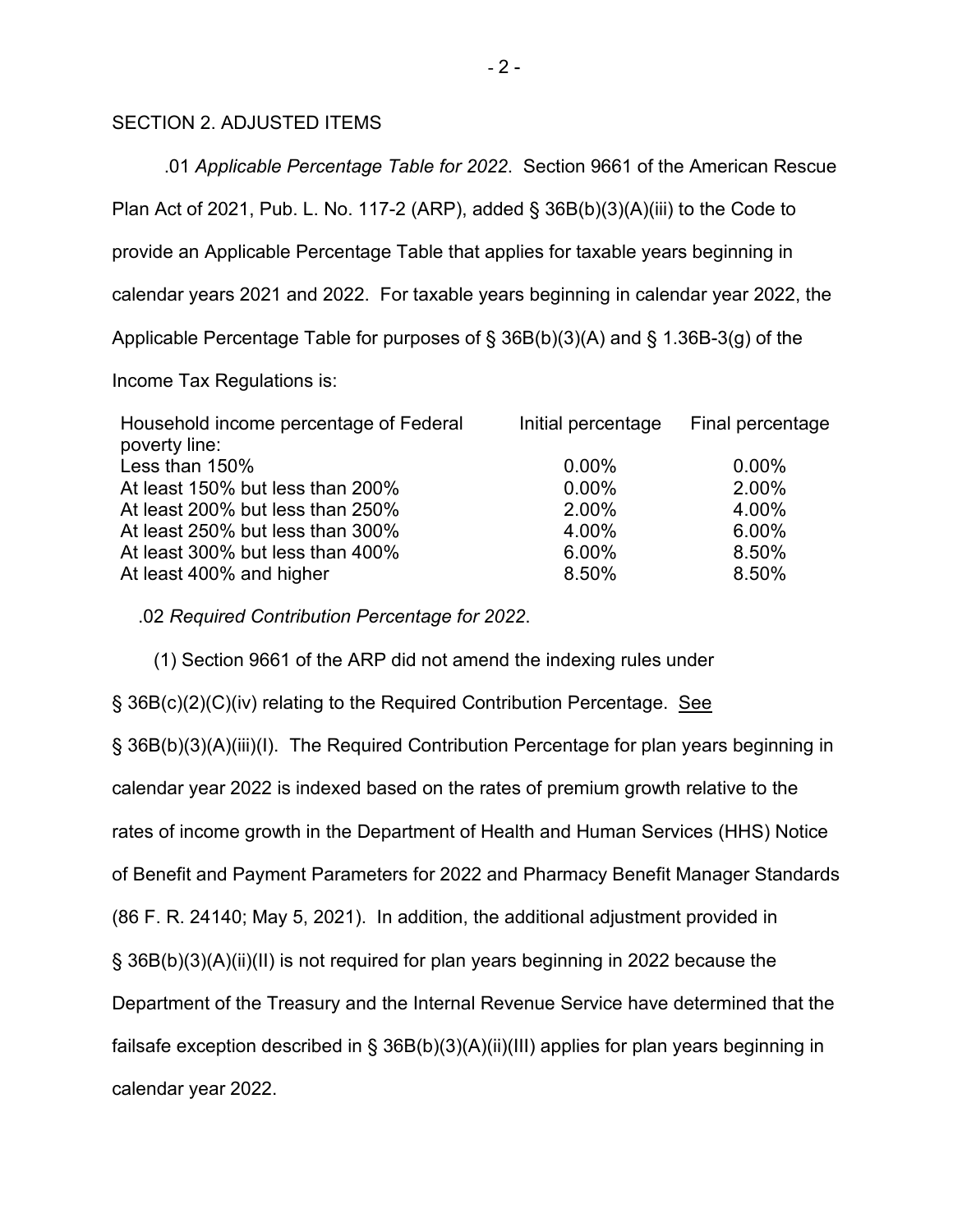## SECTION 2. ADJUSTED ITEMS

.01 *Applicable Percentage Table for 2022*. Section 9661 of the American Rescue Plan Act of 2021, Pub. L. No. 117-2 (ARP), added § 36B(b)(3)(A)(iii) to the Code to provide an Applicable Percentage Table that applies for taxable years beginning in calendar years 2021 and 2022. For taxable years beginning in calendar year 2022, the Applicable Percentage Table for purposes of § 36B(b)(3)(A) and § 1.36B-3(g) of the Income Tax Regulations is:

| Household income percentage of Federal poverty line: | Initial percentage | Final percentage |
|---|---|---|
| Less than 150% | 0.00% | 0.00% |
| At least 150% but less than 200% | 0.00% | 2.00% |
| At least 200% but less than 250% | 2.00% | 4.00% |
| At least 250% but less than 300% | 4.00% | 6.00% |
| At least 300% but less than 400% | 6.00% | 8.50% |
| At least 400% and higher | 8.50% | 8.50% |

.02 *Required Contribution Percentage for 2022*.

(1) Section 9661 of the ARP did not amend the indexing rules under § 36B(c)(2)(C)(iv) relating to the Required Contribution Percentage. See § 36B(b)(3)(A)(iii)(I). The Required Contribution Percentage for plan years beginning in calendar year 2022 is indexed based on the rates of premium growth relative to the rates of income growth in the Department of Health and Human Services (HHS) Notice of Benefit and Payment Parameters for 2022 and Pharmacy Benefit Manager Standards (86 F. R. 24140; May 5, 2021). In addition, the additional adjustment provided in § 36B(b)(3)(A)(ii)(II) is not required for plan years beginning in 2022 because the Department of the Treasury and the Internal Revenue Service have determined that the failsafe exception described in § 36B(b)(3)(A)(ii)(III) applies for plan years beginning in calendar year 2022.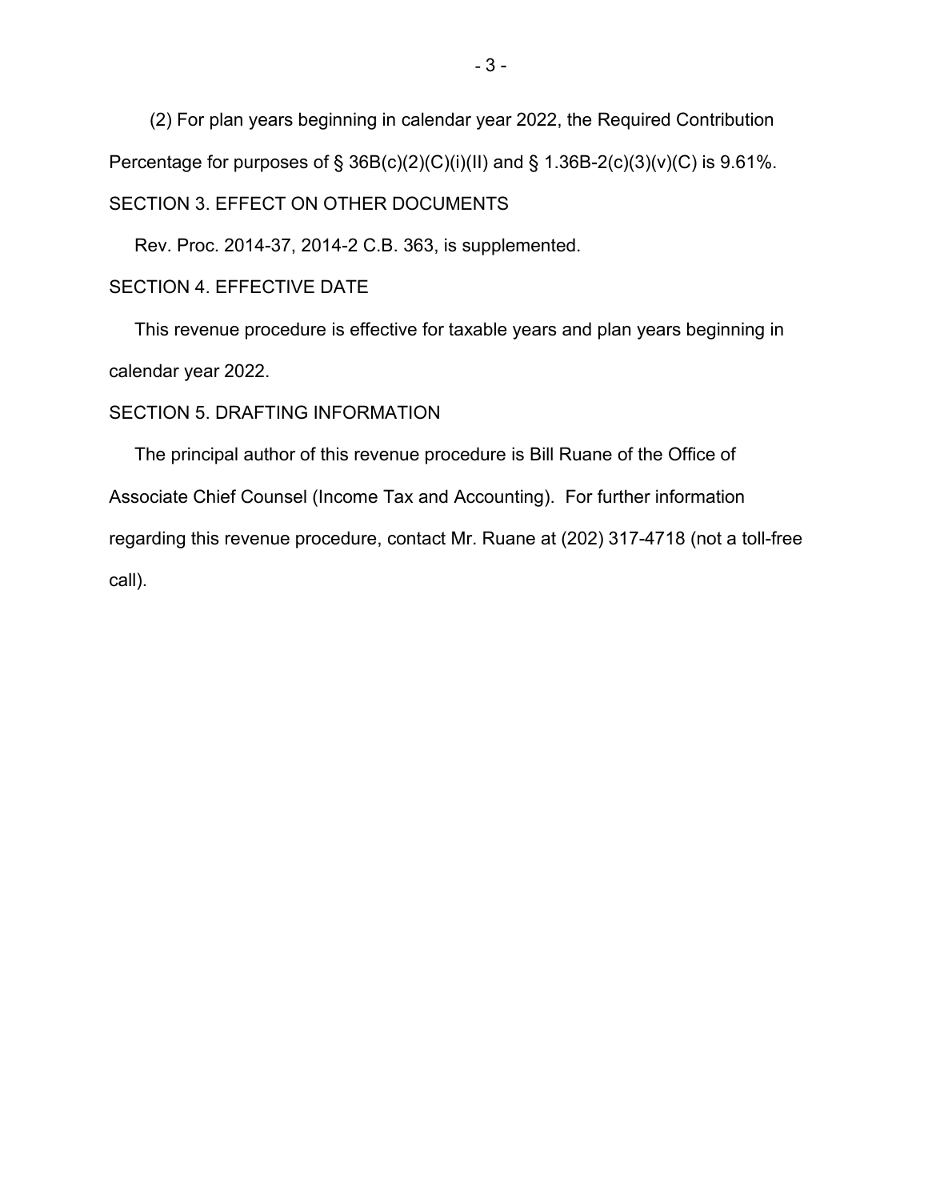(2) For plan years beginning in calendar year 2022, the Required Contribution Percentage for purposes of § 36B(c)(2)(C)(i)(II) and § 1.36B-2(c)(3)(v)(C) is 9.61%.

SECTION 3. EFFECT ON OTHER DOCUMENTS

Rev. Proc. 2014-37, 2014-2 C.B. 363, is supplemented.

SECTION 4. EFFECTIVE DATE

This revenue procedure is effective for taxable years and plan years beginning in calendar year 2022.

SECTION 5. DRAFTING INFORMATION

The principal author of this revenue procedure is Bill Ruane of the Office of Associate Chief Counsel (Income Tax and Accounting). For further information regarding this revenue procedure, contact Mr. Ruane at (202) 317-4718 (not a toll-free call).